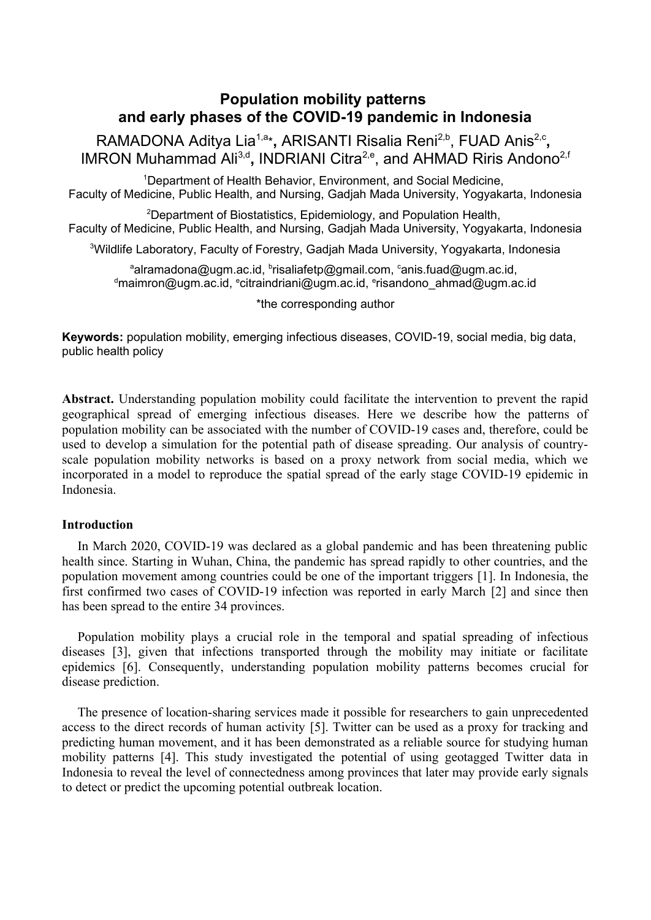# Population mobility patterns and early phases of the COVID-19 pandemic in Indonesia

RAMADONA Aditya Lia[1,a*], ARISANTI Risalia Reni[2,b], FUAD Anis[2,c], IMRON Muhammad Ali[3,d], INDRIANI Citra[2,e], and AHMAD Riris Andono[2,f]

[1]Department of Health Behavior, Environment, and Social Medicine, Faculty of Medicine, Public Health, and Nursing, Gadjah Mada University, Yogyakarta, Indonesia

[2]Department of Biostatistics, Epidemiology, and Population Health, Faculty of Medicine, Public Health, and Nursing, Gadjah Mada University, Yogyakarta, Indonesia

[3]Wildlife Laboratory, Faculty of Forestry, Gadjah Mada University, Yogyakarta, Indonesia

[a]alramadona@ugm.ac.id, [b]risaliafetp@gmail.com, [c]anis.fuad@ugm.ac.id, [d]maimron@ugm.ac.id, [e]citraindriani@ugm.ac.id, [e]risandono_ahmad@ugm.ac.id

*the corresponding author

**Keywords:** population mobility, emerging infectious diseases, COVID-19, social media, big data, public health policy

**Abstract.** Understanding population mobility could facilitate the intervention to prevent the rapid geographical spread of emerging infectious diseases. Here we describe how the patterns of population mobility can be associated with the number of COVID-19 cases and, therefore, could be used to develop a simulation for the potential path of disease spreading. Our analysis of country-scale population mobility networks is based on a proxy network from social media, which we incorporated in a model to reproduce the spatial spread of the early stage COVID-19 epidemic in Indonesia.

## Introduction

In March 2020, COVID-19 was declared as a global pandemic and has been threatening public health since. Starting in Wuhan, China, the pandemic has spread rapidly to other countries, and the population movement among countries could be one of the important triggers [1]. In Indonesia, the first confirmed two cases of COVID-19 infection was reported in early March [2] and since then has been spread to the entire 34 provinces.

Population mobility plays a crucial role in the temporal and spatial spreading of infectious diseases [3], given that infections transported through the mobility may initiate or facilitate epidemics [6]. Consequently, understanding population mobility patterns becomes crucial for disease prediction.

The presence of location-sharing services made it possible for researchers to gain unprecedented access to the direct records of human activity [5]. Twitter can be used as a proxy for tracking and predicting human movement, and it has been demonstrated as a reliable source for studying human mobility patterns [4]. This study investigated the potential of using geotagged Twitter data in Indonesia to reveal the level of connectedness among provinces that later may provide early signals to detect or predict the upcoming potential outbreak location.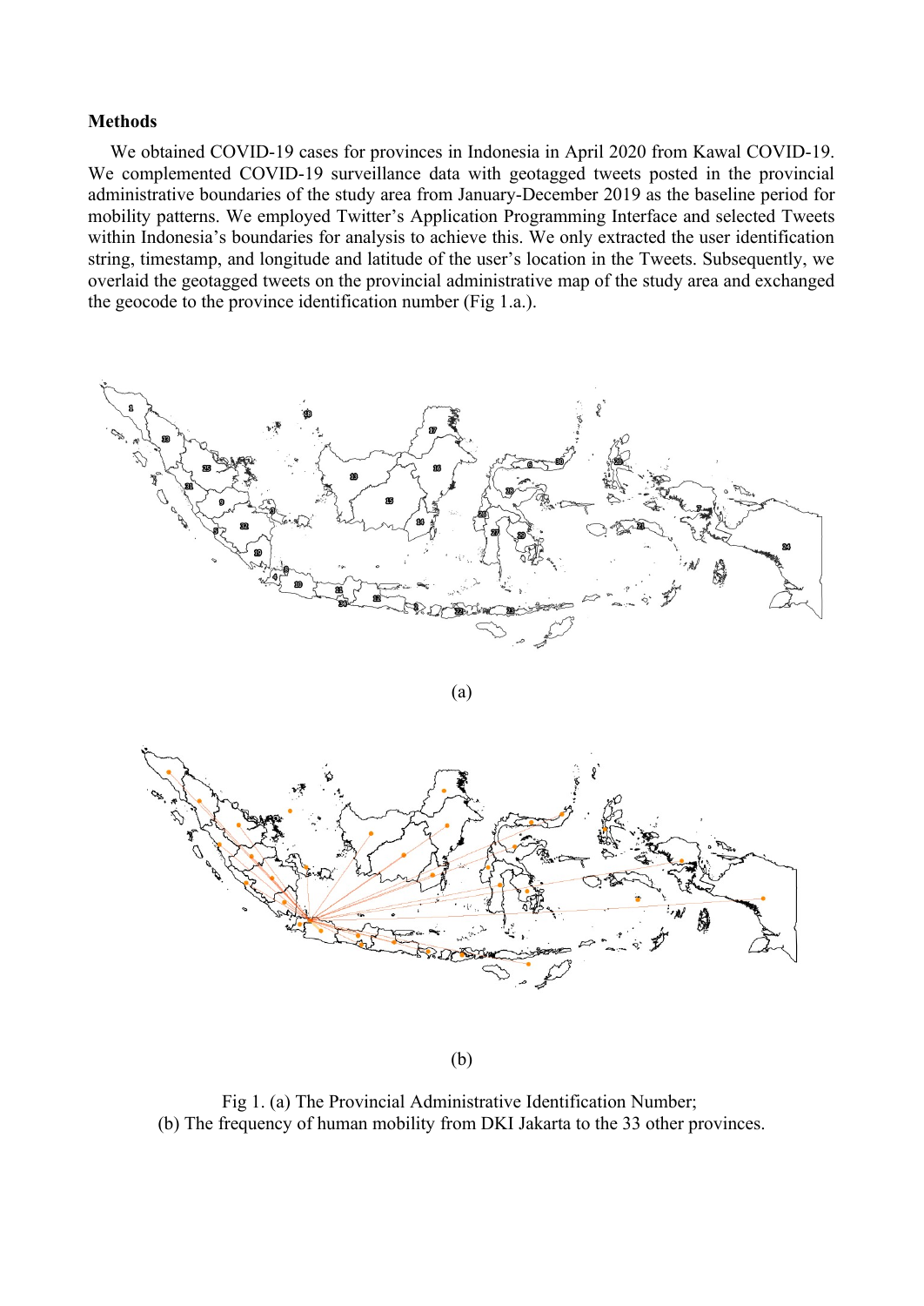### Methods

We obtained COVID-19 cases for provinces in Indonesia in April 2020 from Kawal COVID-19. We complemented COVID-19 surveillance data with geotagged tweets posted in the provincial administrative boundaries of the study area from January-December 2019 as the baseline period for mobility patterns. We employed Twitter's Application Programming Interface and selected Tweets within Indonesia's boundaries for analysis to achieve this. We only extracted the user identification string, timestamp, and longitude and latitude of the user's location in the Tweets. Subsequently, we overlaid the geotagged tweets on the provincial administrative map of the study area and exchanged the geocode to the province identification number (Fig 1.a.).

(a)

(b)

Fig 1. (a) The Provincial Administrative Identification Number;
(b) The frequency of human mobility from DKI Jakarta to the 33 other provinces.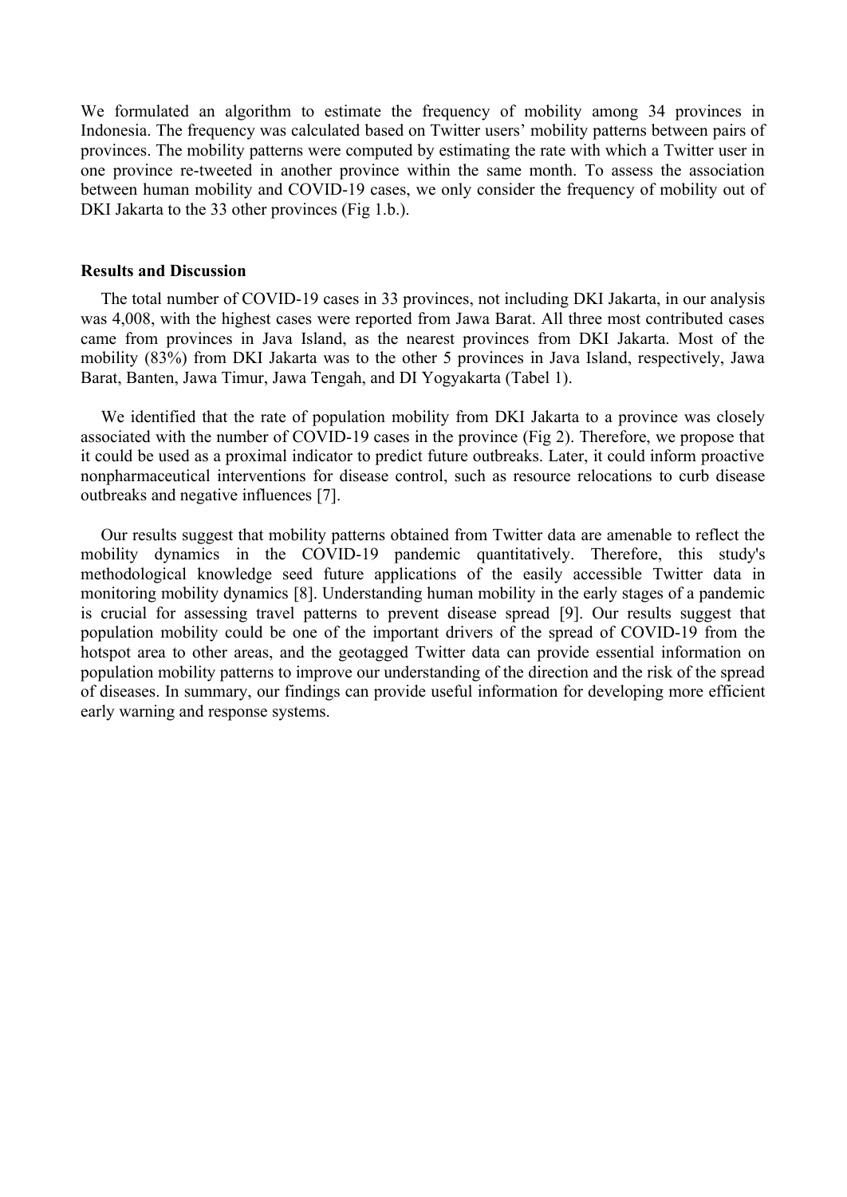We formulated an algorithm to estimate the frequency of mobility among 34 provinces in Indonesia. The frequency was calculated based on Twitter users' mobility patterns between pairs of provinces. The mobility patterns were computed by estimating the rate with which a Twitter user in one province re-tweeted in another province within the same month. To assess the association between human mobility and COVID-19 cases, we only consider the frequency of mobility out of DKI Jakarta to the 33 other provinces (Fig 1.b.).

## Results and Discussion

The total number of COVID-19 cases in 33 provinces, not including DKI Jakarta, in our analysis was 4,008, with the highest cases were reported from Jawa Barat. All three most contributed cases came from provinces in Java Island, as the nearest provinces from DKI Jakarta. Most of the mobility (83%) from DKI Jakarta was to the other 5 provinces in Java Island, respectively, Jawa Barat, Banten, Jawa Timur, Jawa Tengah, and DI Yogyakarta (Tabel 1).

We identified that the rate of population mobility from DKI Jakarta to a province was closely associated with the number of COVID-19 cases in the province (Fig 2). Therefore, we propose that it could be used as a proximal indicator to predict future outbreaks. Later, it could inform proactive nonpharmaceutical interventions for disease control, such as resource relocations to curb disease outbreaks and negative influences [7].

Our results suggest that mobility patterns obtained from Twitter data are amenable to reflect the mobility dynamics in the COVID-19 pandemic quantitatively. Therefore, this study's methodological knowledge seed future applications of the easily accessible Twitter data in monitoring mobility dynamics [8]. Understanding human mobility in the early stages of a pandemic is crucial for assessing travel patterns to prevent disease spread [9]. Our results suggest that population mobility could be one of the important drivers of the spread of COVID-19 from the hotspot area to other areas, and the geotagged Twitter data can provide essential information on population mobility patterns to improve our understanding of the direction and the risk of the spread of diseases. In summary, our findings can provide useful information for developing more efficient early warning and response systems.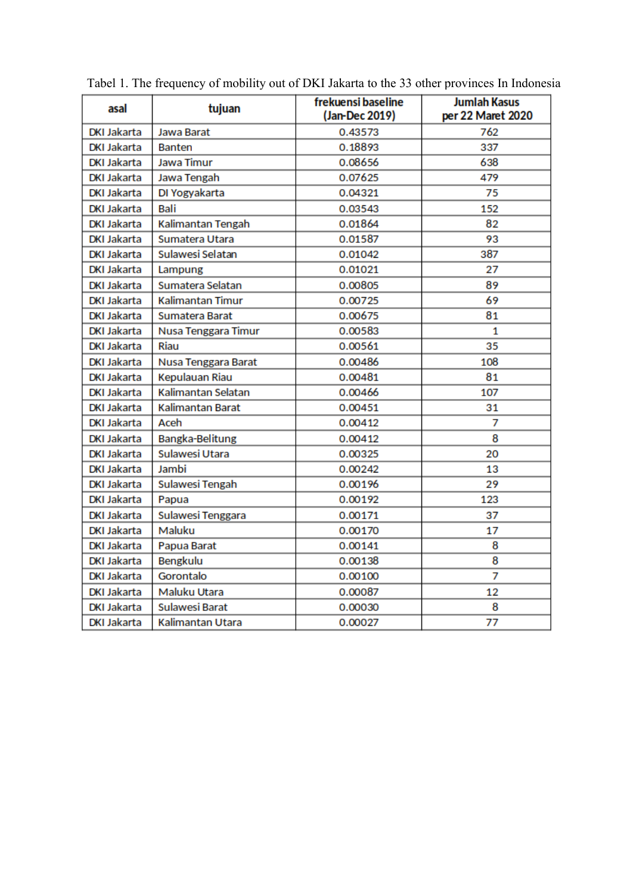Tabel 1. The frequency of mobility out of DKI Jakarta to the 33 other provinces In Indonesia

| asal | tujuan | frekuensi baseline (Jan-Dec 2019) | Jumlah Kasus per 22 Maret 2020 |
|---|---|---|---|
| DKI Jakarta | Jawa Barat | 0.43573 | 762 |
| DKI Jakarta | Banten | 0.18893 | 337 |
| DKI Jakarta | Jawa Timur | 0.08656 | 638 |
| DKI Jakarta | Jawa Tengah | 0.07625 | 479 |
| DKI Jakarta | DI Yogyakarta | 0.04321 | 75 |
| DKI Jakarta | Bali | 0.03543 | 152 |
| DKI Jakarta | Kalimantan Tengah | 0.01864 | 82 |
| DKI Jakarta | Sumatera Utara | 0.01587 | 93 |
| DKI Jakarta | Sulawesi Selatan | 0.01042 | 387 |
| DKI Jakarta | Lampung | 0.01021 | 27 |
| DKI Jakarta | Sumatera Selatan | 0.00805 | 89 |
| DKI Jakarta | Kalimantan Timur | 0.00725 | 69 |
| DKI Jakarta | Sumatera Barat | 0.00675 | 81 |
| DKI Jakarta | Nusa Tenggara Timur | 0.00583 | 1 |
| DKI Jakarta | Riau | 0.00561 | 35 |
| DKI Jakarta | Nusa Tenggara Barat | 0.00486 | 108 |
| DKI Jakarta | Kepulauan Riau | 0.00481 | 81 |
| DKI Jakarta | Kalimantan Selatan | 0.00466 | 107 |
| DKI Jakarta | Kalimantan Barat | 0.00451 | 31 |
| DKI Jakarta | Aceh | 0.00412 | 7 |
| DKI Jakarta | Bangka-Belitung | 0.00412 | 8 |
| DKI Jakarta | Sulawesi Utara | 0.00325 | 20 |
| DKI Jakarta | Jambi | 0.00242 | 13 |
| DKI Jakarta | Sulawesi Tengah | 0.00196 | 29 |
| DKI Jakarta | Papua | 0.00192 | 123 |
| DKI Jakarta | Sulawesi Tenggara | 0.00171 | 37 |
| DKI Jakarta | Maluku | 0.00170 | 17 |
| DKI Jakarta | Papua Barat | 0.00141 | 8 |
| DKI Jakarta | Bengkulu | 0.00138 | 8 |
| DKI Jakarta | Gorontalo | 0.00100 | 7 |
| DKI Jakarta | Maluku Utara | 0.00087 | 12 |
| DKI Jakarta | Sulawesi Barat | 0.00030 | 8 |
| DKI Jakarta | Kalimantan Utara | 0.00027 | 77 |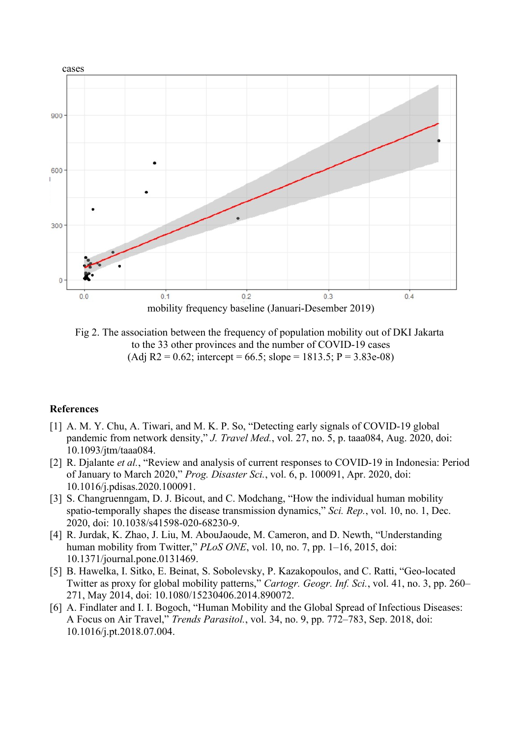Fig 2. The association between the frequency of population mobility out of DKI Jakarta to the 33 other provinces and the number of COVID-19 cases (Adj R2 = 0.62; intercept = 66.5; slope = 1813.5; P = 3.83e-08)

**References**

[1] A. M. Y. Chu, A. Tiwari, and M. K. P. So, "Detecting early signals of COVID-19 global pandemic from network density," *J. Travel Med.*, vol. 27, no. 5, p. taaa084, Aug. 2020, doi: 10.1093/jtm/taaa084.

[2] R. Djalante *et al.*, "Review and analysis of current responses to COVID-19 in Indonesia: Period of January to March 2020," *Prog. Disaster Sci.*, vol. 6, p. 100091, Apr. 2020, doi: 10.1016/j.pdisas.2020.100091.

[3] S. Changruenngam, D. J. Bicout, and C. Modchang, "How the individual human mobility spatio-temporally shapes the disease transmission dynamics," *Sci. Rep.*, vol. 10, no. 1, Dec. 2020, doi: 10.1038/s41598-020-68230-9.

[4] R. Jurdak, K. Zhao, J. Liu, M. AbouJaoude, M. Cameron, and D. Newth, "Understanding human mobility from Twitter," *PLoS ONE*, vol. 10, no. 7, pp. 1–16, 2015, doi: 10.1371/journal.pone.0131469.

[5] B. Hawelka, I. Sitko, E. Beinat, S. Sobolevsky, P. Kazakopoulos, and C. Ratti, "Geo-located Twitter as proxy for global mobility patterns," *Cartogr. Geogr. Inf. Sci.*, vol. 41, no. 3, pp. 260–271, May 2014, doi: 10.1080/15230406.2014.890072.

[6] A. Findlater and I. I. Bogoch, "Human Mobility and the Global Spread of Infectious Diseases: A Focus on Air Travel," *Trends Parasitol.*, vol. 34, no. 9, pp. 772–783, Sep. 2018, doi: 10.1016/j.pt.2018.07.004.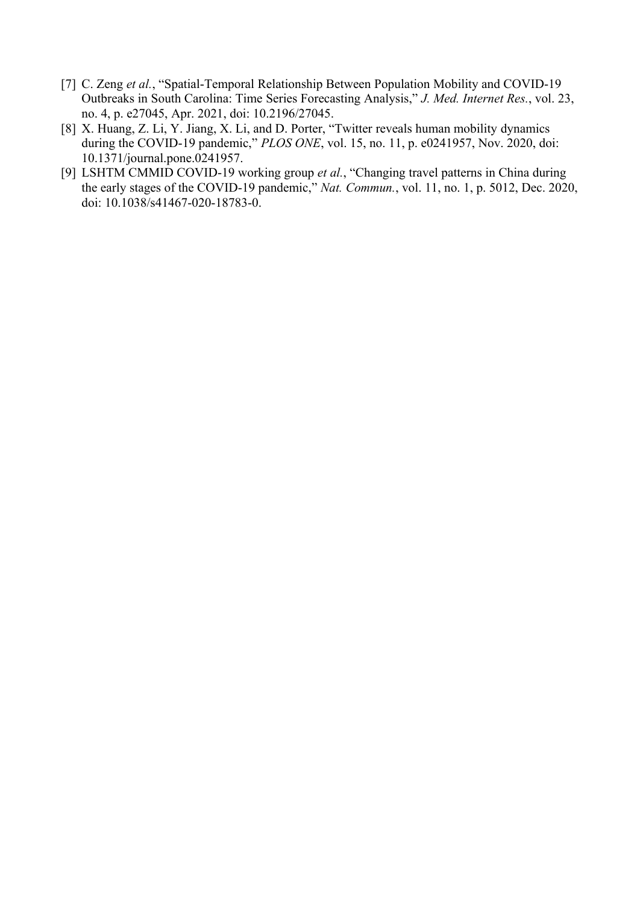[7] C. Zeng *et al.*, "Spatial-Temporal Relationship Between Population Mobility and COVID-19 Outbreaks in South Carolina: Time Series Forecasting Analysis," *J. Med. Internet Res.*, vol. 23, no. 4, p. e27045, Apr. 2021, doi: 10.2196/27045.

[8] X. Huang, Z. Li, Y. Jiang, X. Li, and D. Porter, "Twitter reveals human mobility dynamics during the COVID-19 pandemic," *PLOS ONE*, vol. 15, no. 11, p. e0241957, Nov. 2020, doi: 10.1371/journal.pone.0241957.

[9] LSHTM CMMID COVID-19 working group *et al.*, "Changing travel patterns in China during the early stages of the COVID-19 pandemic," *Nat. Commun.*, vol. 11, no. 1, p. 5012, Dec. 2020, doi: 10.1038/s41467-020-18783-0.